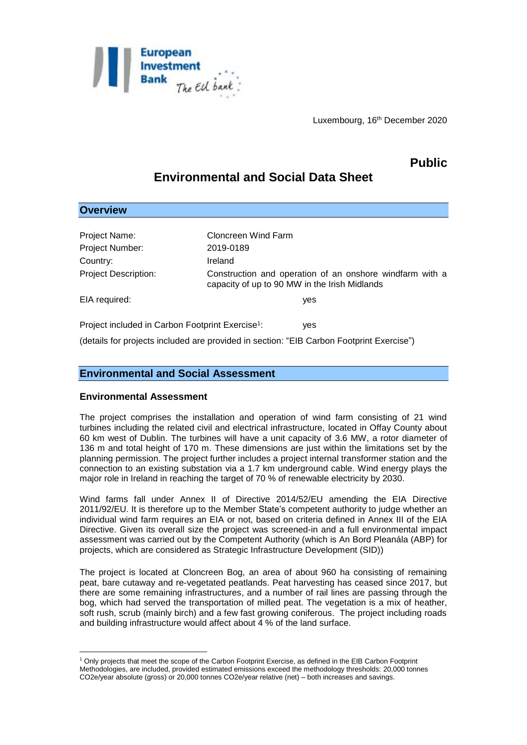Luxembourg, 16th December 2020

**Public**

# Environmental and Social Data Sheet

## Overview

| | |
|---|---|
| Project Name: | Cloncreen Wind Farm |
| Project Number: | 2019-0189 |
| Country: | Ireland |
| Project Description: | Construction and operation of an onshore windfarm with a capacity of up to 90 MW in the Irish Midlands |
| EIA required: | yes |
| Project included in Carbon Footprint Exercise[1]: | yes |

(details for projects included are provided in section: "EIB Carbon Footprint Exercise")

## Environmental and Social Assessment

### Environmental Assessment

The project comprises the installation and operation of wind farm consisting of 21 wind turbines including the related civil and electrical infrastructure, located in Offay County about 60 km west of Dublin. The turbines will have a unit capacity of 3.6 MW, a rotor diameter of 136 m and total height of 170 m. These dimensions are just within the limitations set by the planning permission. The project further includes a project internal transformer station and the connection to an existing substation via a 1.7 km underground cable. Wind energy plays the major role in Ireland in reaching the target of 70 % of renewable electricity by 2030.

Wind farms fall under Annex II of Directive 2014/52/EU amending the EIA Directive 2011/92/EU. It is therefore up to the Member State's competent authority to judge whether an individual wind farm requires an EIA or not, based on criteria defined in Annex III of the EIA Directive. Given its overall size the project was screened-in and a full environmental impact assessment was carried out by the Competent Authority (which is An Bord Pleanála (ABP) for projects, which are considered as Strategic Infrastructure Development (SID))

The project is located at Cloncreen Bog, an area of about 960 ha consisting of remaining peat, bare cutaway and re-vegetated peatlands. Peat harvesting has ceased since 2017, but there are some remaining infrastructures, and a number of rail lines are passing through the bog, which had served the transportation of milled peat. The vegetation is a mix of heather, soft rush, scrub (mainly birch) and a few fast growing coniferous. The project including roads and building infrastructure would affect about 4 % of the land surface.

---

[1] Only projects that meet the scope of the Carbon Footprint Exercise, as defined in the EIB Carbon Footprint Methodologies, are included, provided estimated emissions exceed the methodology thresholds: 20,000 tonnes CO2e/year absolute (gross) or 20,000 tonnes CO2e/year relative (net) – both increases and savings.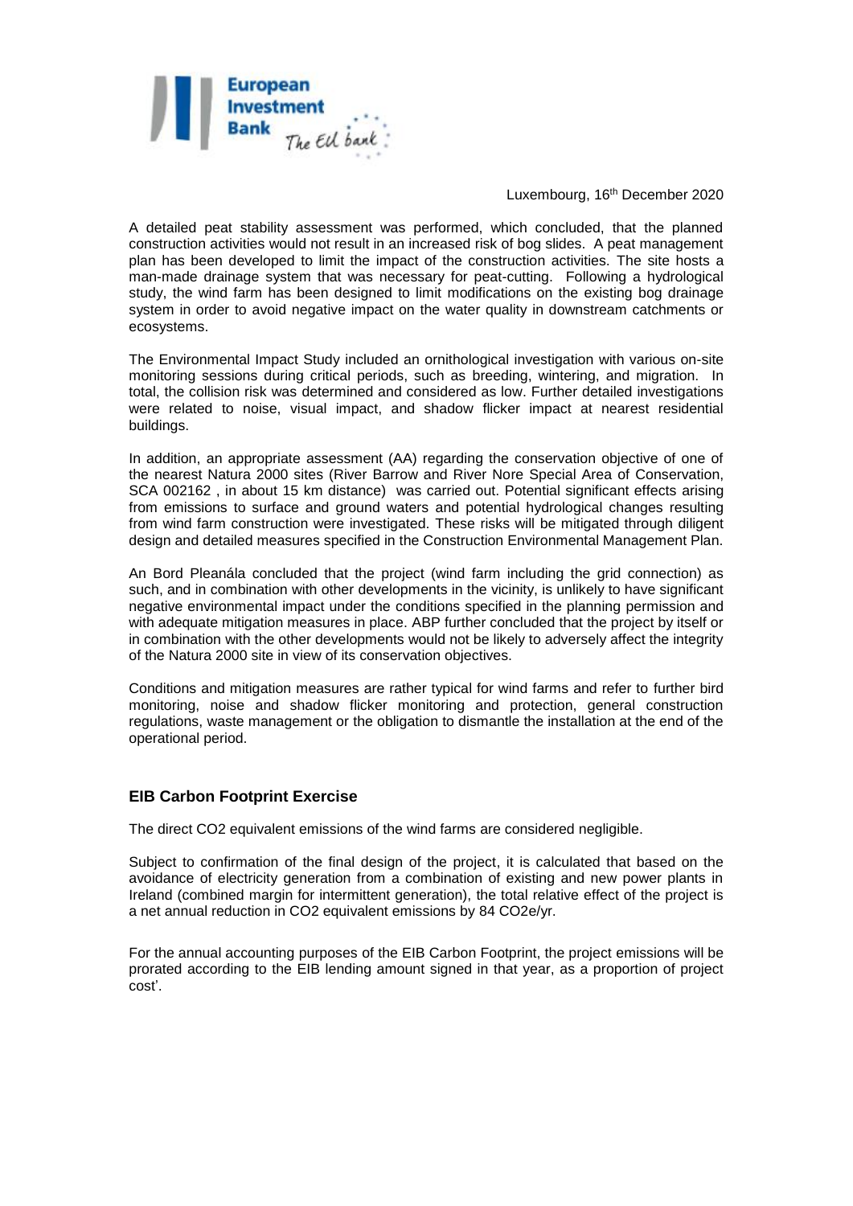Luxembourg, 16th December 2020

A detailed peat stability assessment was performed, which concluded, that the planned construction activities would not result in an increased risk of bog slides. A peat management plan has been developed to limit the impact of the construction activities. The site hosts a man-made drainage system that was necessary for peat-cutting. Following a hydrological study, the wind farm has been designed to limit modifications on the existing bog drainage system in order to avoid negative impact on the water quality in downstream catchments or ecosystems.

The Environmental Impact Study included an ornithological investigation with various on-site monitoring sessions during critical periods, such as breeding, wintering, and migration. In total, the collision risk was determined and considered as low. Further detailed investigations were related to noise, visual impact, and shadow flicker impact at nearest residential buildings.

In addition, an appropriate assessment (AA) regarding the conservation objective of one of the nearest Natura 2000 sites (River Barrow and River Nore Special Area of Conservation, SCA 002162 , in about 15 km distance) was carried out. Potential significant effects arising from emissions to surface and ground waters and potential hydrological changes resulting from wind farm construction were investigated. These risks will be mitigated through diligent design and detailed measures specified in the Construction Environmental Management Plan.

An Bord Pleanála concluded that the project (wind farm including the grid connection) as such, and in combination with other developments in the vicinity, is unlikely to have significant negative environmental impact under the conditions specified in the planning permission and with adequate mitigation measures in place. ABP further concluded that the project by itself or in combination with the other developments would not be likely to adversely affect the integrity of the Natura 2000 site in view of its conservation objectives.

Conditions and mitigation measures are rather typical for wind farms and refer to further bird monitoring, noise and shadow flicker monitoring and protection, general construction regulations, waste management or the obligation to dismantle the installation at the end of the operational period.

## EIB Carbon Footprint Exercise

The direct $CO_2$ equivalent emissions of the wind farms are considered negligible.

Subject to confirmation of the final design of the project, it is calculated that based on the avoidance of electricity generation from a combination of existing and new power plants in Ireland (combined margin for intermittent generation), the total relative effect of the project is a net annual reduction in $CO_2$ equivalent emissions by 84 $CO_2e$/yr.

For the annual accounting purposes of the EIB Carbon Footprint, the project emissions will be prorated according to the EIB lending amount signed in that year, as a proportion of project cost'.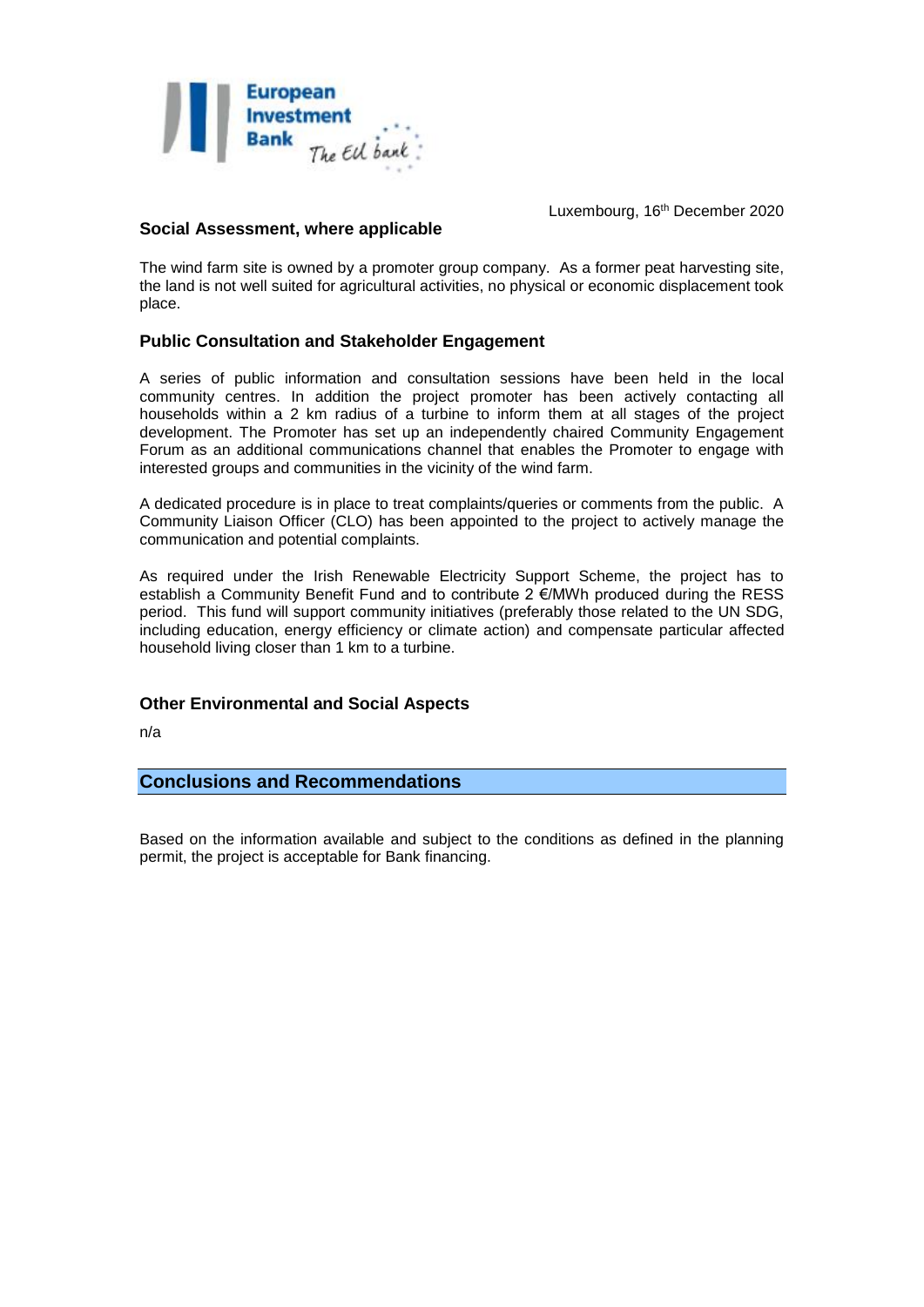Luxembourg, 16th December 2020

### Social Assessment, where applicable

The wind farm site is owned by a promoter group company. As a former peat harvesting site, the land is not well suited for agricultural activities, no physical or economic displacement took place.

### Public Consultation and Stakeholder Engagement

A series of public information and consultation sessions have been held in the local community centres. In addition the project promoter has been actively contacting all households within a 2 km radius of a turbine to inform them at all stages of the project development. The Promoter has set up an independently chaired Community Engagement Forum as an additional communications channel that enables the Promoter to engage with interested groups and communities in the vicinity of the wind farm.

A dedicated procedure is in place to treat complaints/queries or comments from the public. A Community Liaison Officer (CLO) has been appointed to the project to actively manage the communication and potential complaints.

As required under the Irish Renewable Electricity Support Scheme, the project has to establish a Community Benefit Fund and to contribute 2 €/MWh produced during the RESS period. This fund will support community initiatives (preferably those related to the UN SDG, including education, energy efficiency or climate action) and compensate particular affected household living closer than 1 km to a turbine.

### Other Environmental and Social Aspects

n/a

## Conclusions and Recommendations

Based on the information available and subject to the conditions as defined in the planning permit, the project is acceptable for Bank financing.